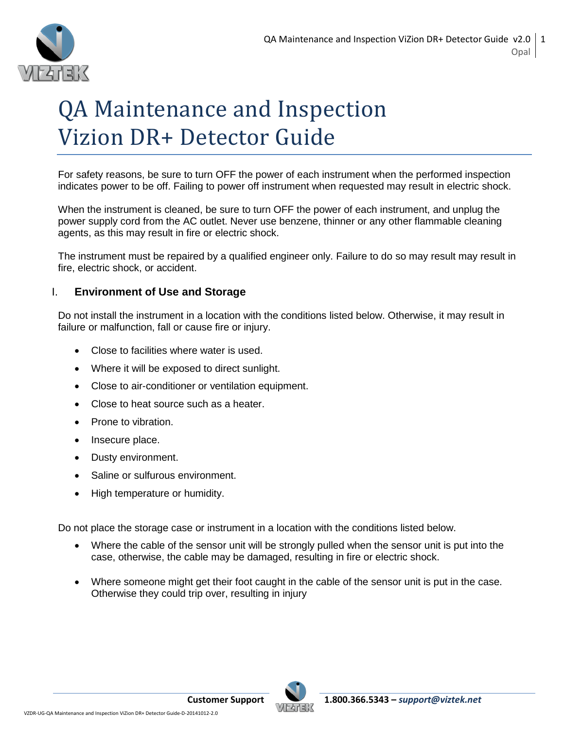# QA Maintenance and Inspection Vizion DR+ Detector Guide

For safety reasons, be sure to turn OFF the power of each instrument when the performed inspection indicates power to be off. Failing to power off instrument when requested may result in electric shock.

When the instrument is cleaned, be sure to turn OFF the power of each instrument, and unplug the power supply cord from the AC outlet. Never use benzene, thinner or any other flammable cleaning agents, as this may result in fire or electric shock.

The instrument must be repaired by a qualified engineer only. Failure to do so may result may result in fire, electric shock, or accident.

## I. Environment of Use and Storage

Do not install the instrument in a location with the conditions listed below. Otherwise, it may result in failure or malfunction, fall or cause fire or injury.

- Close to facilities where water is used.
- Where it will be exposed to direct sunlight.
- Close to air-conditioner or ventilation equipment.
- Close to heat source such as a heater.
- Prone to vibration.
- Insecure place.
- Dusty environment.
- Saline or sulfurous environment.
- High temperature or humidity.

Do not place the storage case or instrument in a location with the conditions listed below.

- Where the cable of the sensor unit will be strongly pulled when the sensor unit is put into the case, otherwise, the cable may be damaged, resulting in fire or electric shock.
- Where someone might get their foot caught in the cable of the sensor unit is put in the case. Otherwise they could trip over, resulting in injury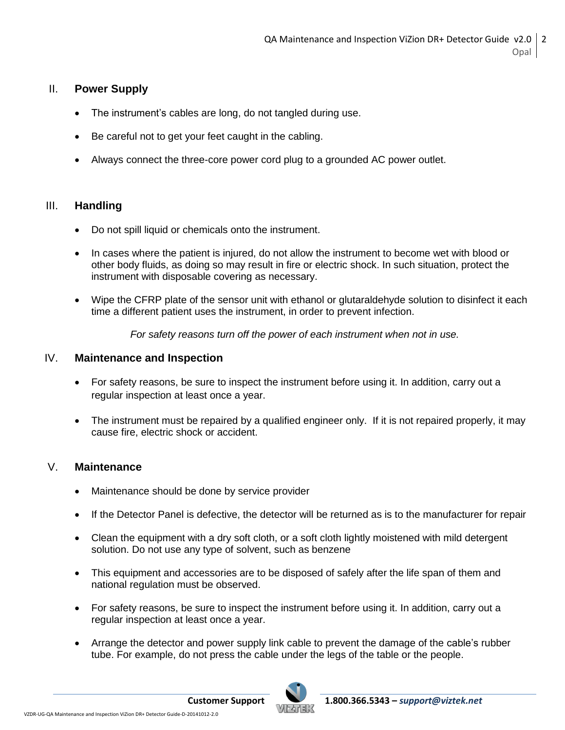## II. Power Supply

- The instrument's cables are long, do not tangled during use.
- Be careful not to get your feet caught in the cabling.
- Always connect the three-core power cord plug to a grounded AC power outlet.

## III. Handling

- Do not spill liquid or chemicals onto the instrument.
- In cases where the patient is injured, do not allow the instrument to become wet with blood or other body fluids, as doing so may result in fire or electric shock. In such situation, protect the instrument with disposable covering as necessary.
- Wipe the CFRP plate of the sensor unit with ethanol or glutaraldehyde solution to disinfect it each time a different patient uses the instrument, in order to prevent infection.

*For safety reasons turn off the power of each instrument when not in use.*

## IV. Maintenance and Inspection

- For safety reasons, be sure to inspect the instrument before using it. In addition, carry out a regular inspection at least once a year.
- The instrument must be repaired by a qualified engineer only. If it is not repaired properly, it may cause fire, electric shock or accident.

## V. Maintenance

- Maintenance should be done by service provider
- If the Detector Panel is defective, the detector will be returned as is to the manufacturer for repair
- Clean the equipment with a dry soft cloth, or a soft cloth lightly moistened with mild detergent solution. Do not use any type of solvent, such as benzene
- This equipment and accessories are to be disposed of safely after the life span of them and national regulation must be observed.
- For safety reasons, be sure to inspect the instrument before using it. In addition, carry out a regular inspection at least once a year.
- Arrange the detector and power supply link cable to prevent the damage of the cable's rubber tube. For example, do not press the cable under the legs of the table or the people.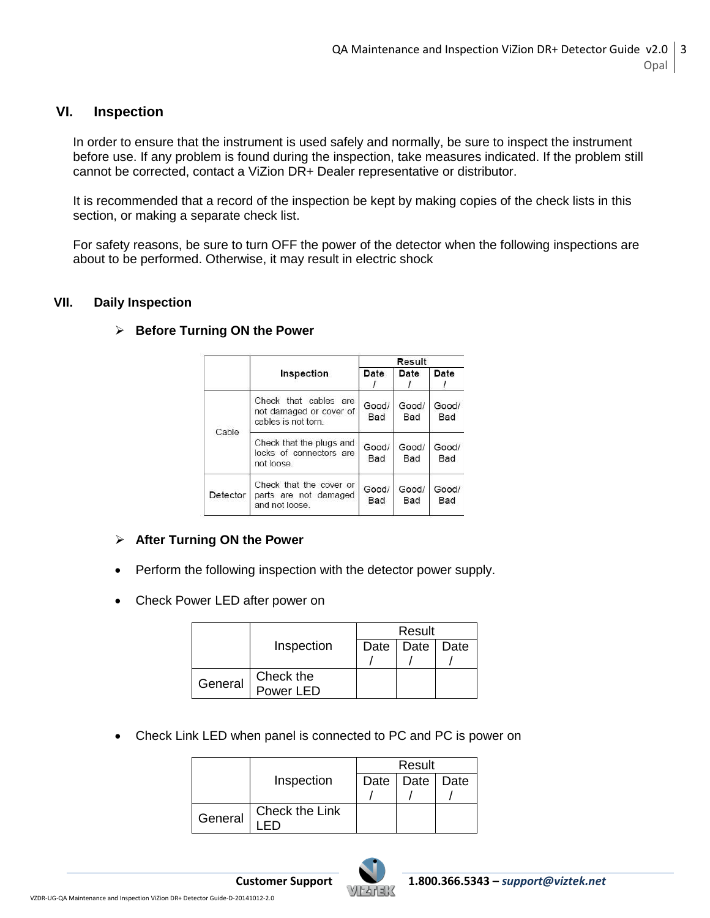## VI. Inspection

In order to ensure that the instrument is used safely and normally, be sure to inspect the instrument before use. If any problem is found during the inspection, take measures indicated. If the problem still cannot be corrected, contact a ViZion DR+ Dealer representative or distributor.

It is recommended that a record of the inspection be kept by making copies of the check lists in this section, or making a separate check list.

For safety reasons, be sure to turn OFF the power of the detector when the following inspections are about to be performed. Otherwise, it may result in electric shock

## VII. Daily Inspection

- **Before Turning ON the Power**

| | Inspection | Result | | |
|---|---|---|---|---|
| | | Date / | Date / | Date / |
| Cable | Check that cables are not damaged or cover of cables is not torn. | Good/ Bad | Good/ Bad | Good/ Bad |
| | Check that the plugs and locks of connectors are not loose. | Good/ Bad | Good/ Bad | Good/ Bad |
| Detector | Check that the cover or parts are not damaged and not loose. | Good/ Bad | Good/ Bad | Good/ Bad |

- **After Turning ON the Power**

- Perform the following inspection with the detector power supply.
- Check Power LED after power on

| | Inspection | Result | | |
|---|---|---|---|---|
| | | Date / | Date / | Date / |
| General | Check the Power LED | | | |

- Check Link LED when panel is connected to PC and PC is power on

| | Inspection | Result | | |
|---|---|---|---|---|
| | | Date / | Date / | Date / |
| General | Check the Link LED | | | |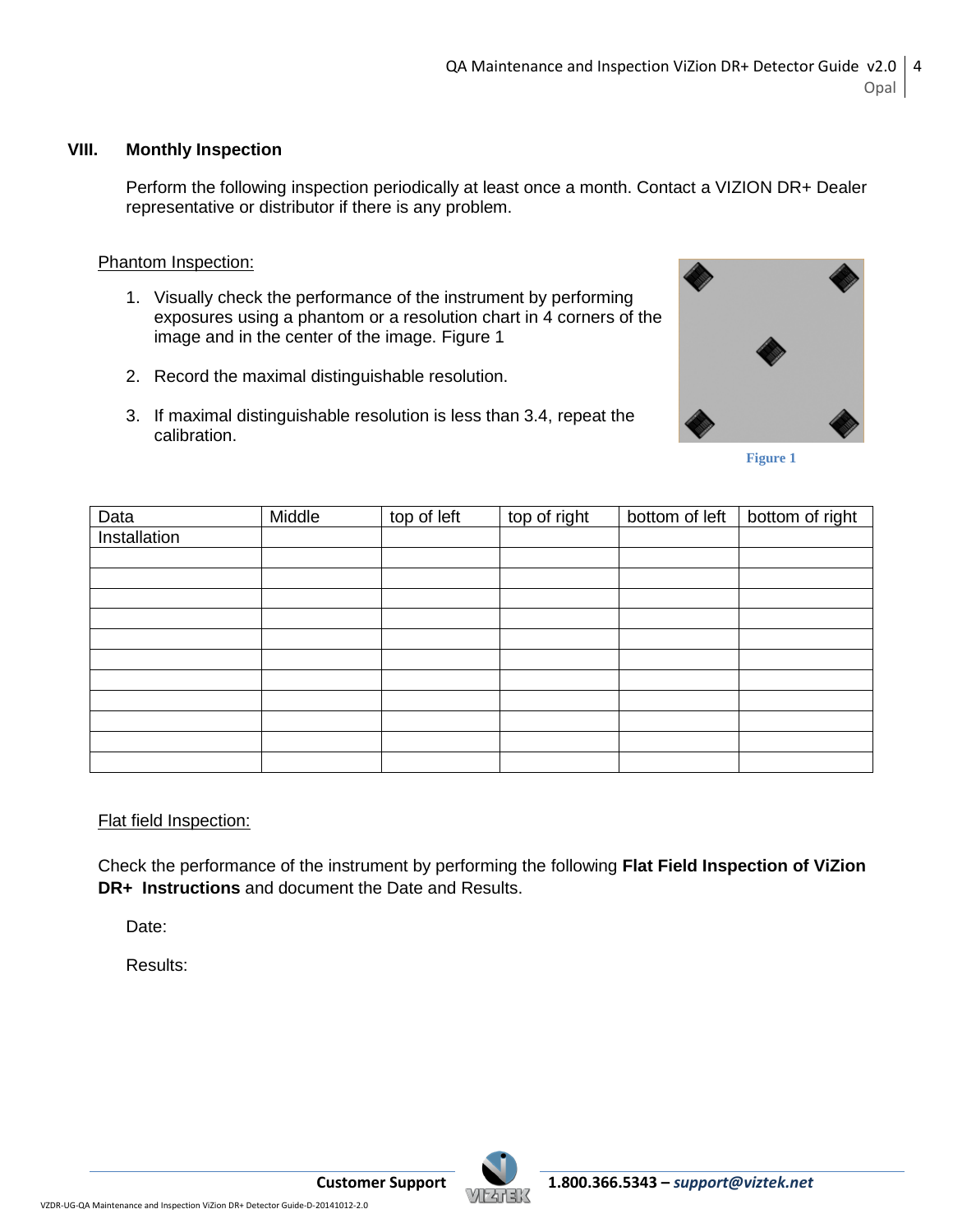## VIII. Monthly Inspection

Perform the following inspection periodically at least once a month. Contact a VIZION DR+ Dealer representative or distributor if there is any problem.

Phantom Inspection:

1. Visually check the performance of the instrument by performing exposures using a phantom or a resolution chart in 4 corners of the image and in the center of the image. Figure 1
2. Record the maximal distinguishable resolution.
3. If maximal distinguishable resolution is less than 3.4, repeat the calibration.

Figure 1

| Data | Middle | top of left | top of right | bottom of left | bottom of right |
|---|---|---|---|---|---|
| Installation | | | | | |
| | | | | | |
| | | | | | |
| | | | | | |
| | | | | | |
| | | | | | |
| | | | | | |
| | | | | | |
| | | | | | |
| | | | | | |
| | | | | | |
| | | | | | |

Flat field Inspection:

Check the performance of the instrument by performing the following **Flat Field Inspection of ViZion DR+ Instructions** and document the Date and Results.

Date:

Results: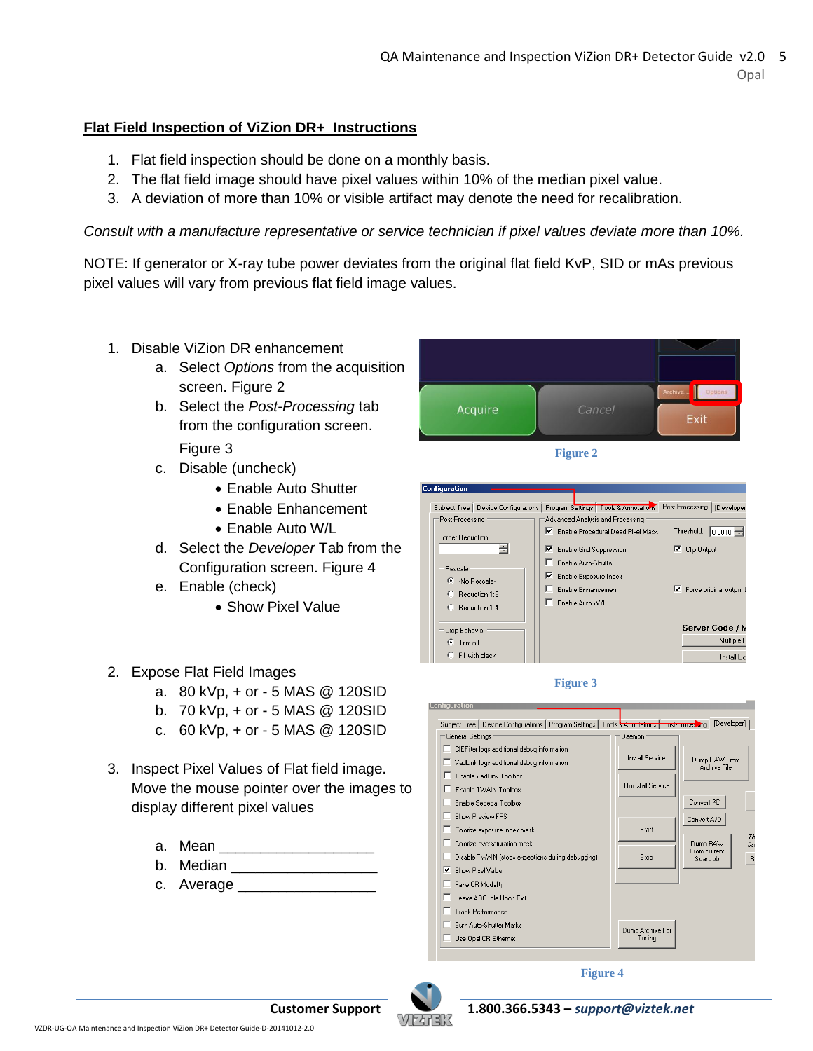## Flat Field Inspection of ViZion DR+ Instructions

1. Flat field inspection should be done on a monthly basis.
2. The flat field image should have pixel values within 10% of the median pixel value.
3. A deviation of more than 10% or visible artifact may denote the need for recalibration.

*Consult with a manufacture representative or service technician if pixel values deviate more than 10%.*

NOTE: If generator or X-ray tube power deviates from the original flat field KvP, SID or mAs previous pixel values will vary from previous flat field image values.

1. Disable ViZion DR enhancement
   a. Select *Options* from the acquisition screen. Figure 2
   b. Select the *Post-Processing* tab from the configuration screen. Figure 3
   c. Disable (uncheck)
      - Enable Auto Shutter
      - Enable Enhancement
      - Enable Auto W/L
   d. Select the *Developer* Tab from the Configuration screen. Figure 4
   e. Enable (check)
      - Show Pixel Value

Figure 2

Figure 3

2. Expose Flat Field Images
   a. 80 kVp, + or - 5 MAS @ 120SID
   b. 70 kVp, + or - 5 MAS @ 120SID
   c. 60 kVp, + or - 5 MAS @ 120SID

3. Inspect Pixel Values of Flat field image. Move the mouse pointer over the images to display different pixel values

   a. Mean ___________________
   b. Median __________________
   c. Average _________________

Figure 4

**Customer Support** **1.800.366.5343 –** ***support@viztek.net***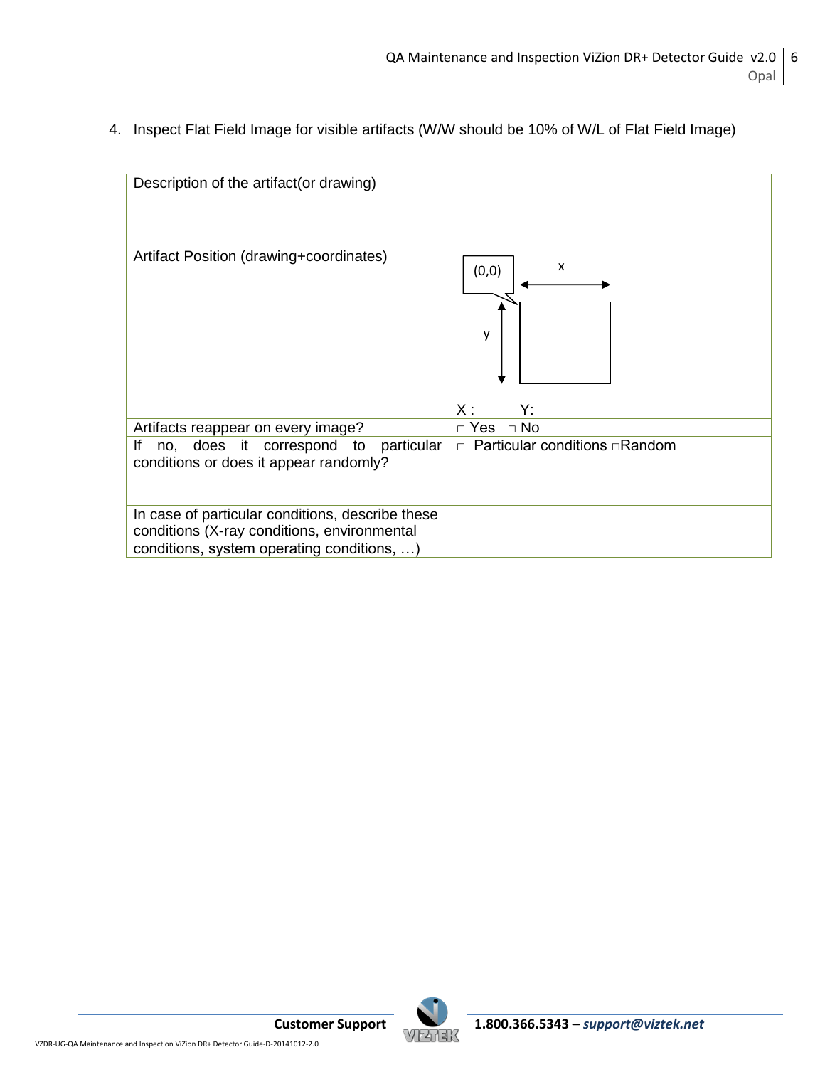4. Inspect Flat Field Image for visible artifacts (W/W should be 10% of W/L of Flat Field Image)

| | |
|---|---|
| Description of the artifact(or drawing) | |
| Artifact Position (drawing+coordinates) | (0,0) x y<br><br>X : Y: |
| Artifacts reappear on every image? | □ Yes □ No |
| If no, does it correspond to particular conditions or does it appear randomly? | □ Particular conditions □Random |
| In case of particular conditions, describe these conditions (X-ray conditions, environmental conditions, system operating conditions, …) | |